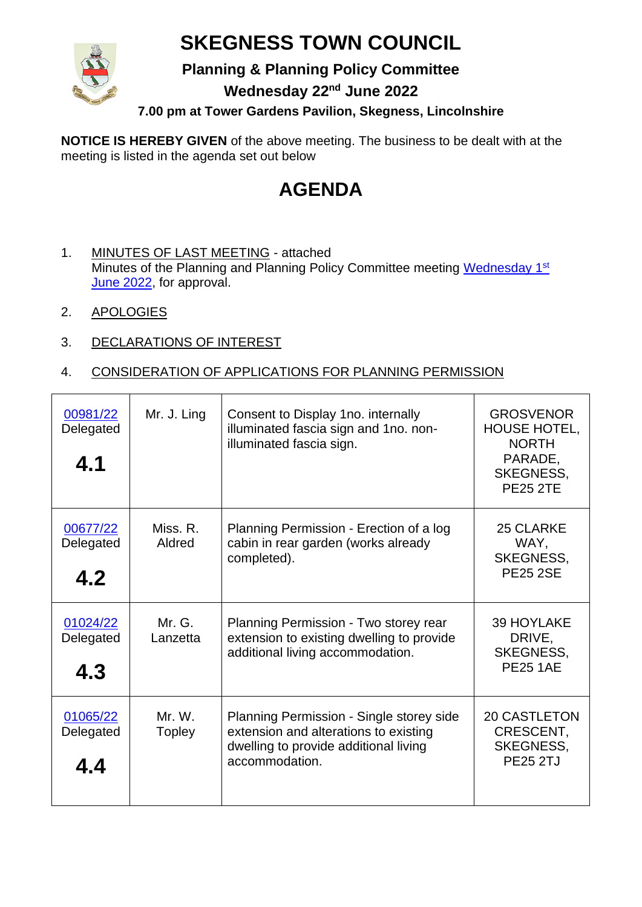# SKEGNESS TOWN COUNCIL

## Planning & Planning Policy Committee

## Wednesday 22nd June 2022

### 7.00 pm at Tower Gardens Pavilion, Skegness, Lincolnshire

**NOTICE IS HEREBY GIVEN** of the above meeting. The business to be dealt with at the meeting is listed in the agenda set out below

# AGENDA

1. MINUTES OF LAST MEETING - attached
   Minutes of the Planning and Planning Policy Committee meeting Wednesday 1st June 2022, for approval.

2. APOLOGIES

3. DECLARATIONS OF INTEREST

4. CONSIDERATION OF APPLICATIONS FOR PLANNING PERMISSION

| 00981/22 Delegated **4.1** | Mr. J. Ling | Consent to Display 1no. internally illuminated fascia sign and 1no. non-illuminated fascia sign. | GROSVENOR HOUSE HOTEL, NORTH PARADE, SKEGNESS, PE25 2TE |
|---|---|---|---|
| 00677/22 Delegated **4.2** | Miss. R. Aldred | Planning Permission - Erection of a log cabin in rear garden (works already completed). | 25 CLARKE WAY, SKEGNESS, PE25 2SE |
| 01024/22 Delegated **4.3** | Mr. G. Lanzetta | Planning Permission - Two storey rear extension to existing dwelling to provide additional living accommodation. | 39 HOYLAKE DRIVE, SKEGNESS, PE25 1AE |
| 01065/22 Delegated **4.4** | Mr. W. Topley | Planning Permission - Single storey side extension and alterations to existing dwelling to provide additional living accommodation. | 20 CASTLETON CRESCENT, SKEGNESS, PE25 2TJ |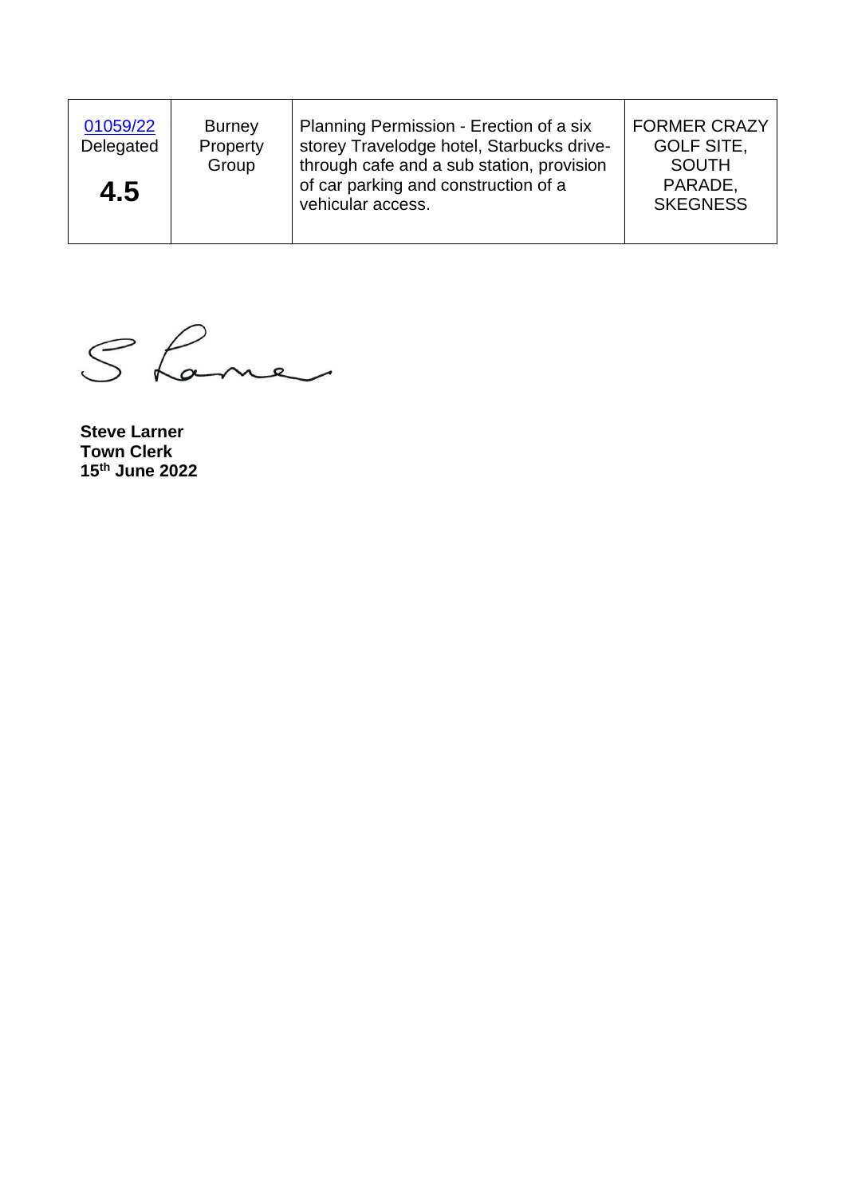| | | | |
|---|---|---|---|
| 01059/22<br>Delegated<br><br>**4.5** | Burney Property Group | Planning Permission - Erection of a six storey Travelodge hotel, Starbucks drive-through cafe and a sub station, provision of car parking and construction of a vehicular access. | FORMER CRAZY GOLF SITE, SOUTH PARADE, SKEGNESS |

**Steve Larner**
**Town Clerk**
**15th June 2022**